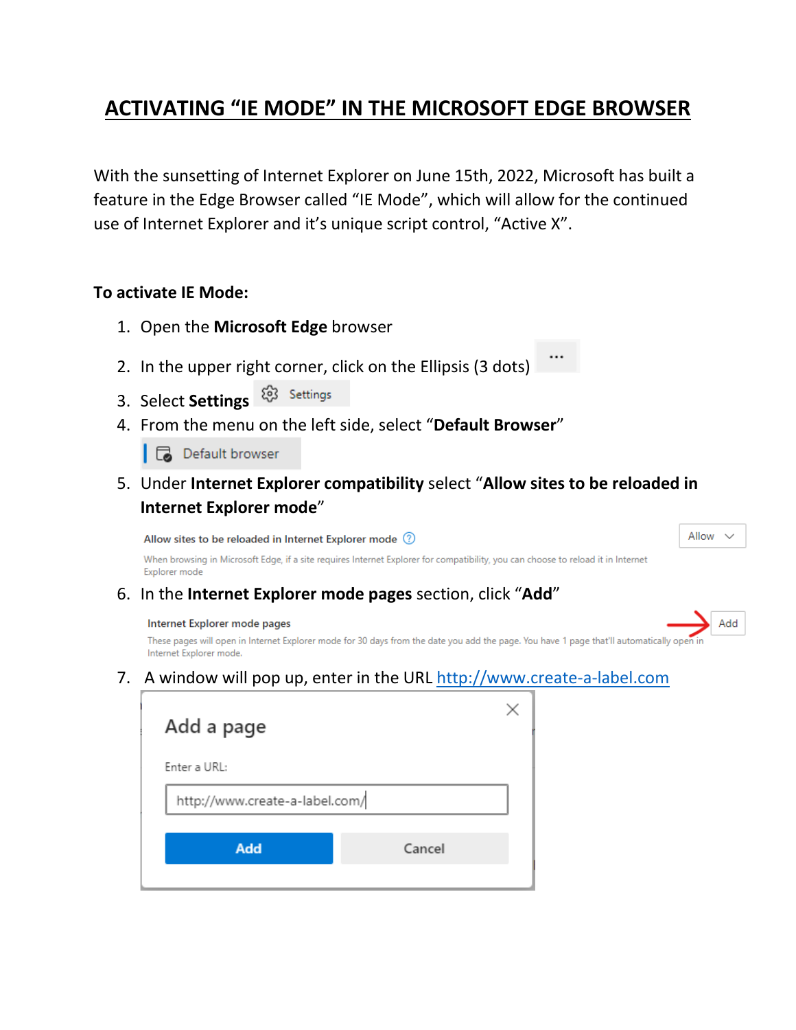# ACTIVATING "IE MODE" IN THE MICROSOFT EDGE BROWSER

With the sunsetting of Internet Explorer on June 15th, 2022, Microsoft has built a feature in the Edge Browser called "IE Mode", which will allow for the continued use of Internet Explorer and it's unique script control, "Active X".

**To activate IE Mode:**

1. Open the **Microsoft Edge** browser
2. In the upper right corner, click on the Ellipsis (3 dots) ...
3. Select **Settings** Settings
4. From the menu on the left side, select "**Default Browser**"

   Default browser
5. Under **Internet Explorer compatibility** select "**Allow sites to be reloaded in Internet Explorer mode**"

   Allow sites to be reloaded in Internet Explorer mode — Allow

   When browsing in Microsoft Edge, if a site requires Internet Explorer for compatibility, you can choose to reload it in Internet Explorer mode
6. In the **Internet Explorer mode pages** section, click "**Add**"

   Internet Explorer mode pages — Add

   These pages will open in Internet Explorer mode for 30 days from the date you add the page. You have 1 page that'll automatically open in Internet Explorer mode.
7. A window will pop up, enter in the URL http://www.create-a-label.com

   Add a page

   Enter a URL:

   http://www.create-a-label.com/

   Add | Cancel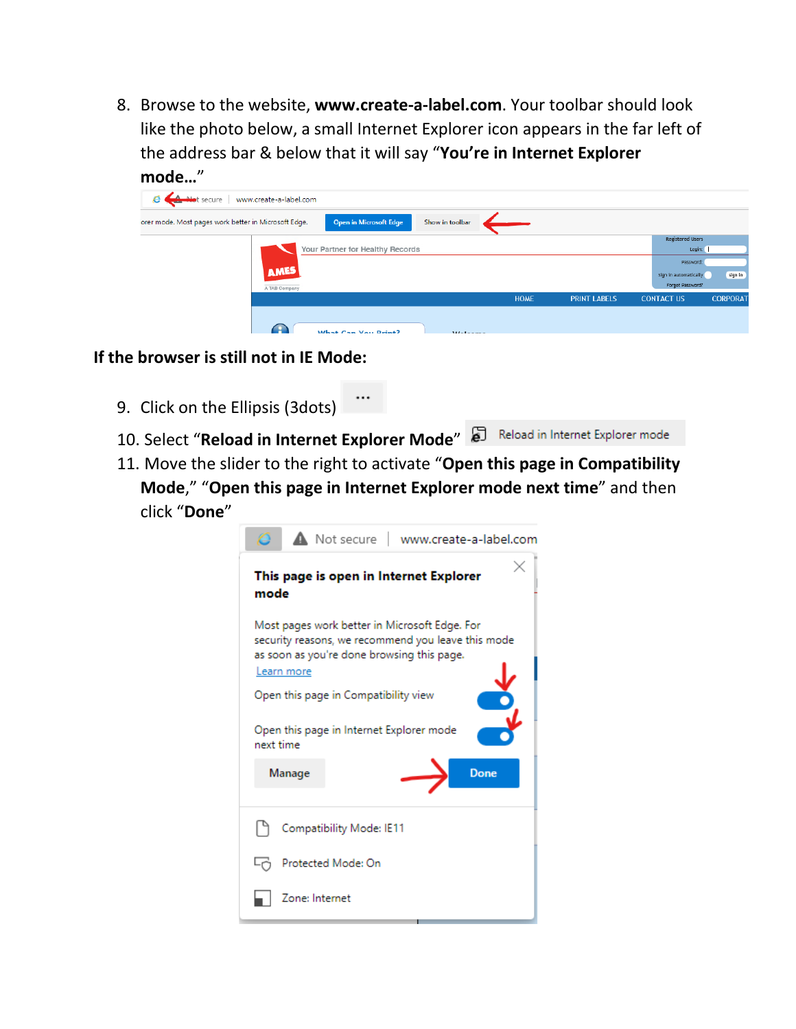8. Browse to the website, **www.create-a-label.com**. Your toolbar should look like the photo below, a small Internet Explorer icon appears in the far left of the address bar & below that it will say "**You're in Internet Explorer mode…**"

**If the browser is still not in IE Mode:**

9. Click on the Ellipsis (3dots)
10. Select "**Reload in Internet Explorer Mode**"
11. Move the slider to the right to activate "**Open this page in Compatibility Mode**," "**Open this page in Internet Explorer mode next time**" and then click "**Done**"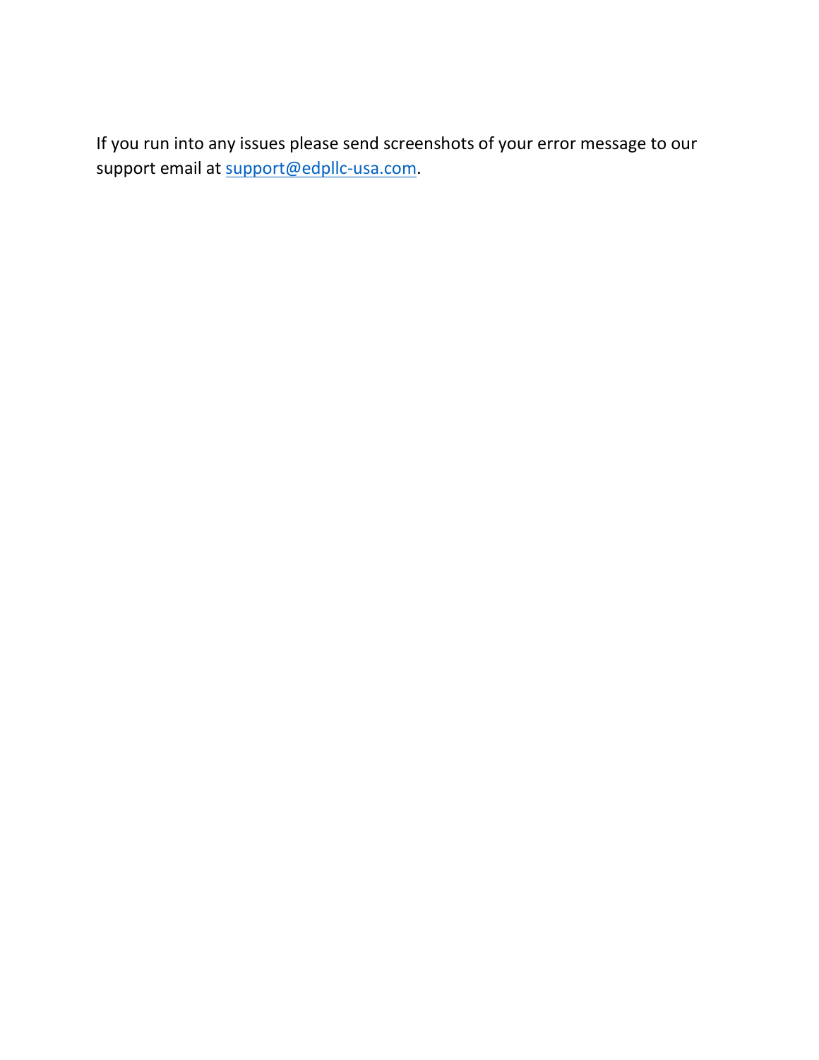If you run into any issues please send screenshots of your error message to our support email at support@edpllc-usa.com.